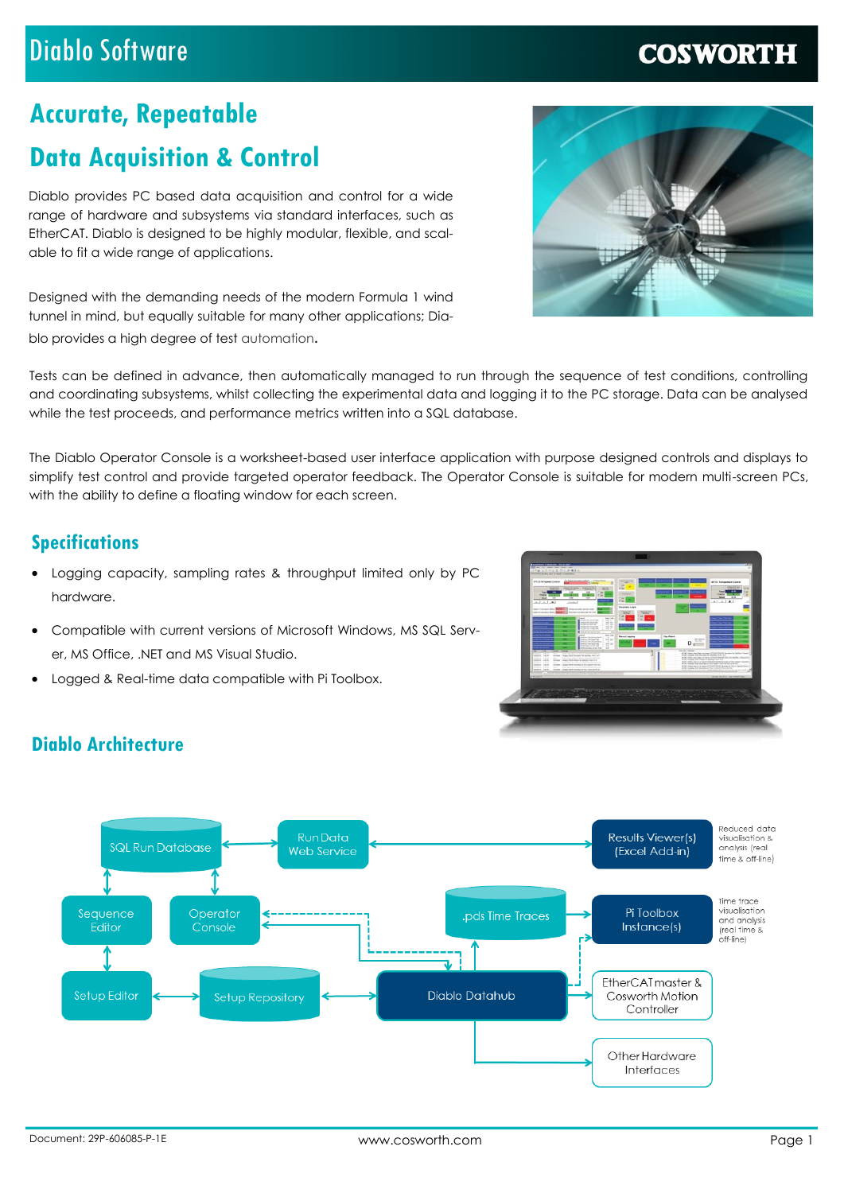# Diablo Software

**COSWORTH**

## Accurate, Repeatable

## Data Acquisition & Control

Diablo provides PC based data acquisition and control for a wide range of hardware and subsystems via standard interfaces, such as EtherCAT. Diablo is designed to be highly modular, flexible, and scalable to fit a wide range of applications.

Designed with the demanding needs of the modern Formula 1 wind tunnel in mind, but equally suitable for many other applications; Diablo provides a high degree of test automation.

Tests can be defined in advance, then automatically managed to run through the sequence of test conditions, controlling and coordinating subsystems, whilst collecting the experimental data and logging it to the PC storage. Data can be analysed while the test proceeds, and performance metrics written into a SQL database.

The Diablo Operator Console is a worksheet-based user interface application with purpose designed controls and displays to simplify test control and provide targeted operator feedback. The Operator Console is suitable for modern multi-screen PCs, with the ability to define a floating window for each screen.

## Specifications

- Logging capacity, sampling rates & throughput limited only by PC hardware.
- Compatible with current versions of Microsoft Windows, MS SQL Server, MS Office, .NET and MS Visual Studio.
- Logged & Real-time data compatible with Pi Toolbox.

## Diablo Architecture

SQL Run Database

Run Data Web Service

Results Viewer(s) (Excel Add-in)

Reduced data visualisation & analysis (real time & off-line)

Sequence Editor

Operator Console

.pds Time Traces

Pi Toolbox Instance(s)

Time trace visualisation and analysis (real time & off-line)

Setup Editor

Setup Repository

Diablo Datahub

EtherCAT master & Cosworth Motion Controller

Other Hardware Interfaces

Document: 29P-606085-P-1E

www.cosworth.com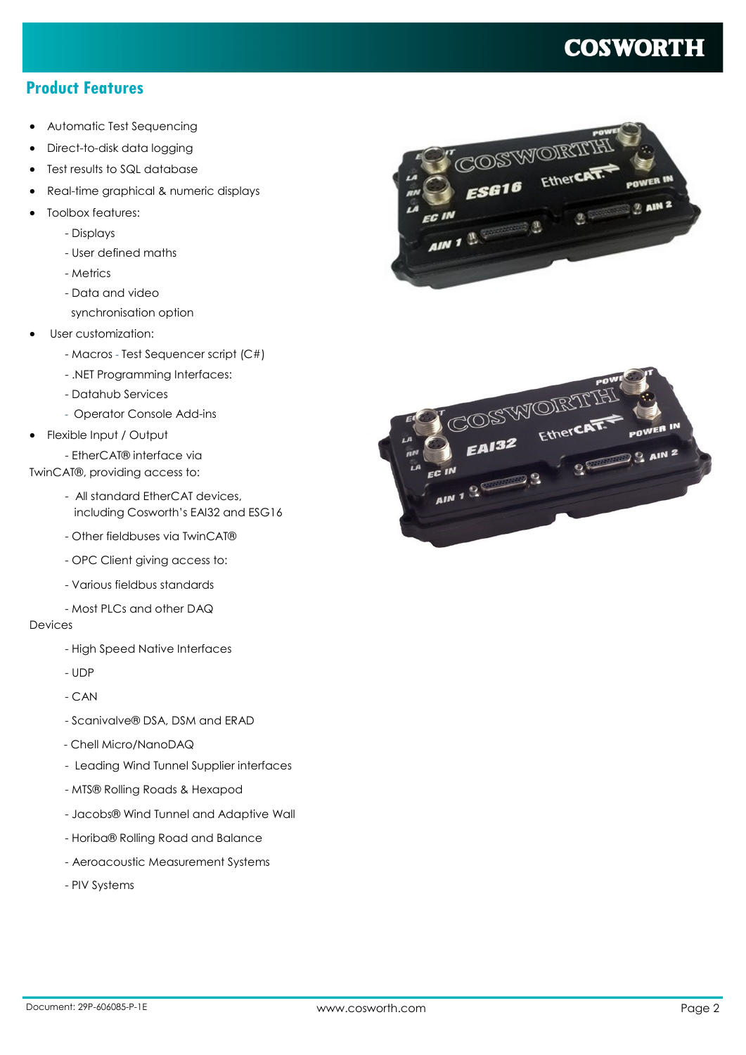## Product Features

- Automatic Test Sequencing
- Direct-to-disk data logging
- Test results to SQL database
- Real-time graphical & numeric displays
- Toolbox features:
  - Displays
  - User defined maths
  - Metrics
  - Data and video synchronisation option
- User customization:
  - Macros - Test Sequencer script (C#)
  - .NET Programming Interfaces:
  - Datahub Services
  - Operator Console Add-ins
- Flexible Input / Output
  - EtherCAT® interface via TwinCAT®, providing access to:
    - All standard EtherCAT devices, including Cosworth's EAI32 and ESG16
    - Other fieldbuses via TwinCAT®
  - OPC Client giving access to:
    - Various fieldbus standards
    - Most PLCs and other DAQ Devices
  - High Speed Native Interfaces
    - UDP
    - CAN
    - Scanivalve® DSA, DSM and ERAD
    - Chell Micro/NanoDAQ
  - Leading Wind Tunnel Supplier interfaces
    - MTS® Rolling Roads & Hexapod
    - Jacobs® Wind Tunnel and Adaptive Wall
    - Horiba® Rolling Road and Balance
    - Aeroacoustic Measurement Systems
    - PIV Systems

Document: 29P-606085-P-1E